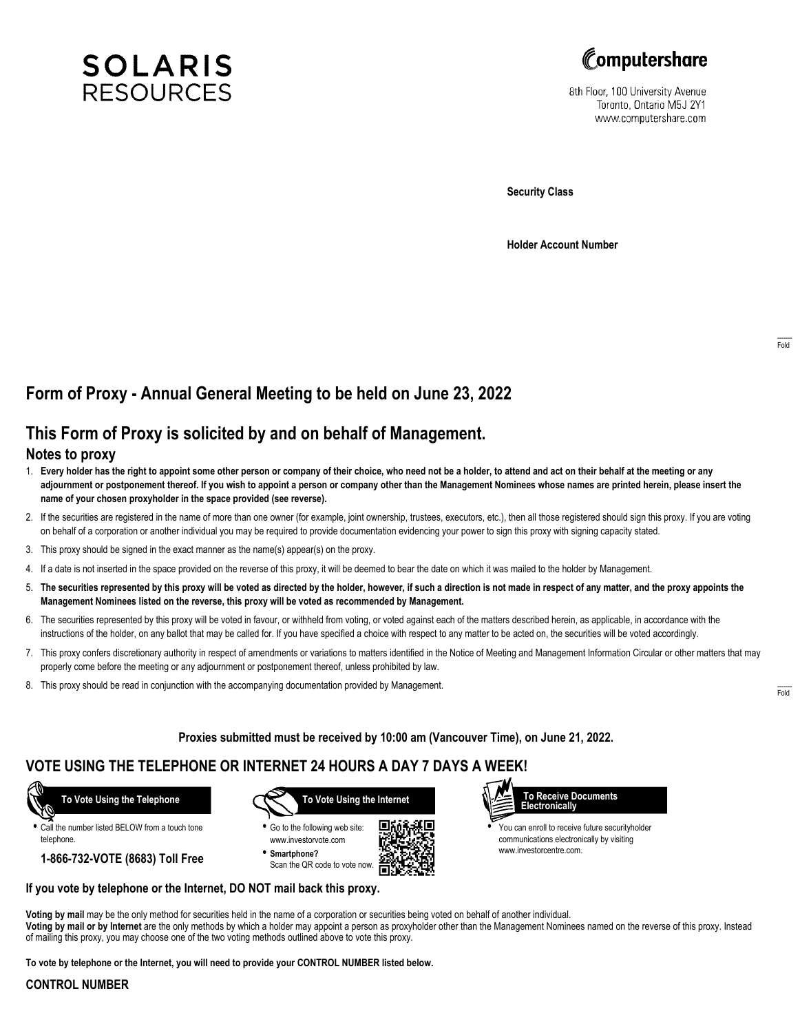SOLARIS RESOURCES

Computershare

8th Floor, 100 University Avenue
Toronto, Ontario M5J 2Y1
www.computershare.com

**Security Class**

**Holder Account Number**

## Form of Proxy - Annual General Meeting to be held on June 23, 2022

## This Form of Proxy is solicited by and on behalf of Management.

### Notes to proxy

1. **Every holder has the right to appoint some other person or company of their choice, who need not be a holder, to attend and act on their behalf at the meeting or any adjournment or postponement thereof. If you wish to appoint a person or company other than the Management Nominees whose names are printed herein, please insert the name of your chosen proxyholder in the space provided (see reverse).**
2. If the securities are registered in the name of more than one owner (for example, joint ownership, trustees, executors, etc.), then all those registered should sign this proxy. If you are voting on behalf of a corporation or another individual you may be required to provide documentation evidencing your power to sign this proxy with signing capacity stated.
3. This proxy should be signed in the exact manner as the name(s) appear(s) on the proxy.
4. If a date is not inserted in the space provided on the reverse of this proxy, it will be deemed to bear the date on which it was mailed to the holder by Management.
5. **The securities represented by this proxy will be voted as directed by the holder, however, if such a direction is not made in respect of any matter, and the proxy appoints the Management Nominees listed on the reverse, this proxy will be voted as recommended by Management.**
6. The securities represented by this proxy will be voted in favour, or withheld from voting, or voted against each of the matters described herein, as applicable, in accordance with the instructions of the holder, on any ballot that may be called for. If you have specified a choice with respect to any matter to be acted on, the securities will be voted accordingly.
7. This proxy confers discretionary authority in respect of amendments or variations to matters identified in the Notice of Meeting and Management Information Circular or other matters that may properly come before the meeting or any adjournment or postponement thereof, unless prohibited by law.
8. This proxy should be read in conjunction with the accompanying documentation provided by Management.

**Proxies submitted must be received by 10:00 am (Vancouver Time), on June 21, 2022.**

## VOTE USING THE TELEPHONE OR INTERNET 24 HOURS A DAY 7 DAYS A WEEK!

**To Vote Using the Telephone**

- Call the number listed BELOW from a touch tone telephone.

**1-866-732-VOTE (8683) Toll Free**

**To Vote Using the Internet**

- Go to the following web site: www.investorvote.com
- **Smartphone?** Scan the QR code to vote now.

**To Receive Documents Electronically**

- You can enroll to receive future securityholder communications electronically by visiting www.investorcentre.com.

**If you vote by telephone or the Internet, DO NOT mail back this proxy.**

**Voting by mail** may be the only method for securities held in the name of a corporation or securities being voted on behalf of another individual.
**Voting by mail or by Internet** are the only methods by which a holder may appoint a person as proxyholder other than the Management Nominees named on the reverse of this proxy. Instead of mailing this proxy, you may choose one of the two voting methods outlined above to vote this proxy.

**To vote by telephone or the Internet, you will need to provide your CONTROL NUMBER listed below.**

**CONTROL NUMBER**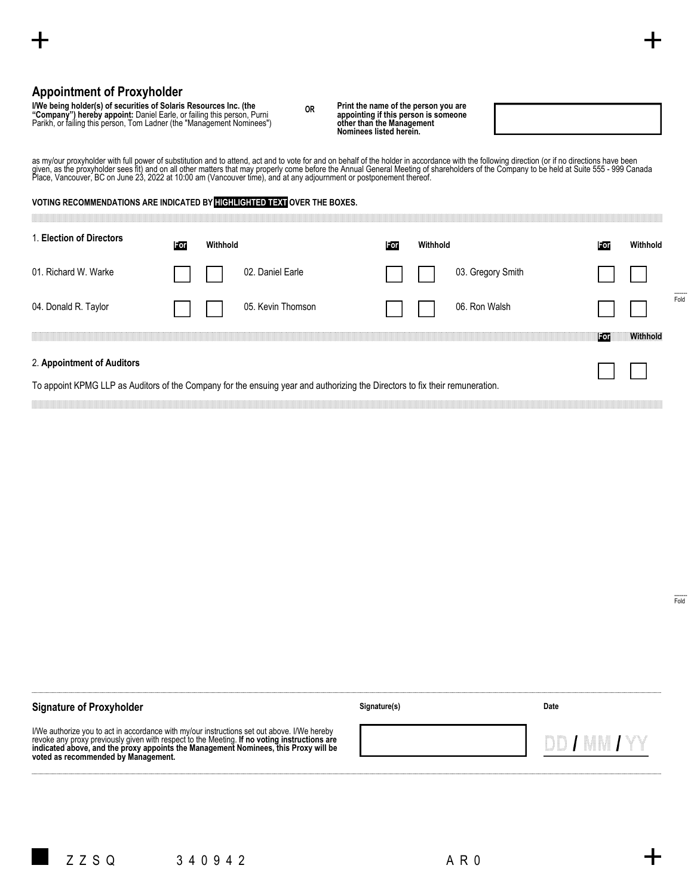## Appointment of Proxyholder

**I/We being holder(s) of securities of Solaris Resources Inc. (the "Company") hereby appoint:** Daniel Earle, or failing this person, Purni Parikh, or failing this person, Tom Ladner (the "Management Nominees")

**OR**

**Print the name of the person you are appointing if this person is someone other than the Management Nominees listed herein.**

as my/our proxyholder with full power of substitution and to attend, act and to vote for and on behalf of the holder in accordance with the following direction (or if no directions have been given, as the proxyholder sees fit) and on all other matters that may properly come before the Annual General Meeting of shareholders of the Company to be held at Suite 555 - 999 Canada Place, Vancouver, BC on June 23, 2022 at 10:00 am (Vancouver time), and at any adjournment or postponement thereof.

**VOTING RECOMMENDATIONS ARE INDICATED BY HIGHLIGHTED TEXT OVER THE BOXES.**

1. **Election of Directors**

| | For | Withhold | | For | Withhold | | For | Withhold |
|---|---|---|---|---|---|---|---|---|
| 01. Richard W. Warke | ☐ | ☐ | 02. Daniel Earle | ☐ | ☐ | 03. Gregory Smith | ☐ | ☐ |
| 04. Donald R. Taylor | ☐ | ☐ | 05. Kevin Thomson | ☐ | ☐ | 06. Ron Walsh | ☐ | ☐ |

2. **Appointment of Auditors**

To appoint KPMG LLP as Auditors of the Company for the ensuing year and authorizing the Directors to fix their remuneration.

| For | Withhold |
|---|---|
| ☐ | ☐ |

## Signature of Proxyholder

I/We authorize you to act in accordance with my/our instructions set out above. I/We hereby revoke any proxy previously given with respect to the Meeting. **If no voting instructions are indicated above, and the proxy appoints the Management Nominees, this Proxy will be voted as recommended by Management.**

Signature(s)

Date

DD / MM / YY

Z Z S Q 3 4 0 9 4 2 A R 0